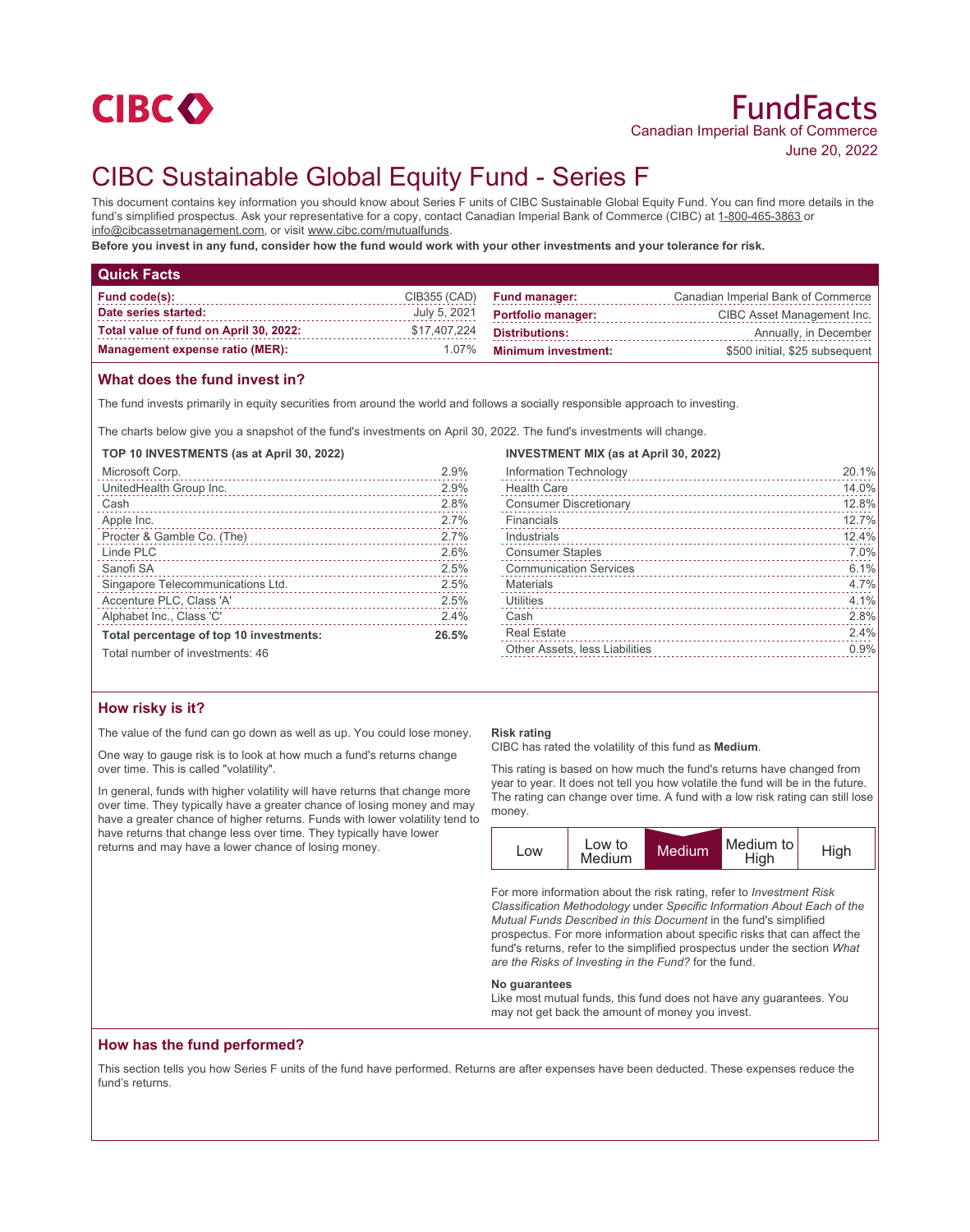CIBC

# FundFacts

Canadian Imperial Bank of Commerce

June 20, 2022

# CIBC Sustainable Global Equity Fund - Series F

This document contains key information you should know about Series F units of CIBC Sustainable Global Equity Fund. You can find more details in the fund's simplified prospectus. Ask your representative for a copy, contact Canadian Imperial Bank of Commerce (CIBC) at 1-800-465-3863 or info@cibcassetmanagement.com, or visit www.cibc.com/mutualfunds.

**Before you invest in any fund, consider how the fund would work with your other investments and your tolerance for risk.**

## Quick Facts

| | | | |
|---|---|---|---|
| **Fund code(s):** | CIB355 (CAD) | **Fund manager:** | Canadian Imperial Bank of Commerce |
| **Date series started:** | July 5, 2021 | **Portfolio manager:** | CIBC Asset Management Inc. |
| **Total value of fund on April 30, 2022:** | $17,407,224 | **Distributions:** | Annually, in December |
| **Management expense ratio (MER):** | 1.07% | **Minimum investment:** | $500 initial, $25 subsequent |

## What does the fund invest in?

The fund invests primarily in equity securities from around the world and follows a socially responsible approach to investing.

The charts below give you a snapshot of the fund's investments on April 30, 2022. The fund's investments will change.

**TOP 10 INVESTMENTS (as at April 30, 2022)**

| | |
|---|---|
| Microsoft Corp. | 2.9% |
| UnitedHealth Group Inc. | 2.9% |
| Cash | 2.8% |
| Apple Inc. | 2.7% |
| Procter & Gamble Co. (The) | 2.7% |
| Linde PLC | 2.6% |
| Sanofi SA | 2.5% |
| Singapore Telecommunications Ltd. | 2.5% |
| Accenture PLC, Class 'A' | 2.5% |
| Alphabet Inc., Class 'C' | 2.4% |
| **Total percentage of top 10 investments:** | **26.5%** |

Total number of investments: 46

**INVESTMENT MIX (as at April 30, 2022)**

| | |
|---|---|
| Information Technology | 20.1% |
| Health Care | 14.0% |
| Consumer Discretionary | 12.8% |
| Financials | 12.7% |
| Industrials | 12.4% |
| Consumer Staples | 7.0% |
| Communication Services | 6.1% |
| Materials | 4.7% |
| Utilities | 4.1% |
| Cash | 2.8% |
| Real Estate | 2.4% |
| Other Assets, less Liabilities | 0.9% |

## How risky is it?

The value of the fund can go down as well as up. You could lose money.

One way to gauge risk is to look at how much a fund's returns change over time. This is called "volatility".

In general, funds with higher volatility will have returns that change more over time. They typically have a greater chance of losing money and may have a greater chance of higher returns. Funds with lower volatility tend to have returns that change less over time. They typically have lower returns and may have a lower chance of losing money.

**Risk rating**

CIBC has rated the volatility of this fund as **Medium**.

This rating is based on how much the fund's returns have changed from year to year. It does not tell you how volatile the fund will be in the future. The rating can change over time. A fund with a low risk rating can still lose money.

| Low | Low to Medium | **Medium** | Medium to High | High |
|---|---|---|---|---|

For more information about the risk rating, refer to *Investment Risk Classification Methodology* under *Specific Information About Each of the Mutual Funds Described in this Document* in the fund's simplified prospectus. For more information about specific risks that can affect the fund's returns, refer to the simplified prospectus under the section *What are the Risks of Investing in the Fund?* for the fund.

**No guarantees**

Like most mutual funds, this fund does not have any guarantees. You may not get back the amount of money you invest.

## How has the fund performed?

This section tells you how Series F units of the fund have performed. Returns are after expenses have been deducted. These expenses reduce the fund's returns.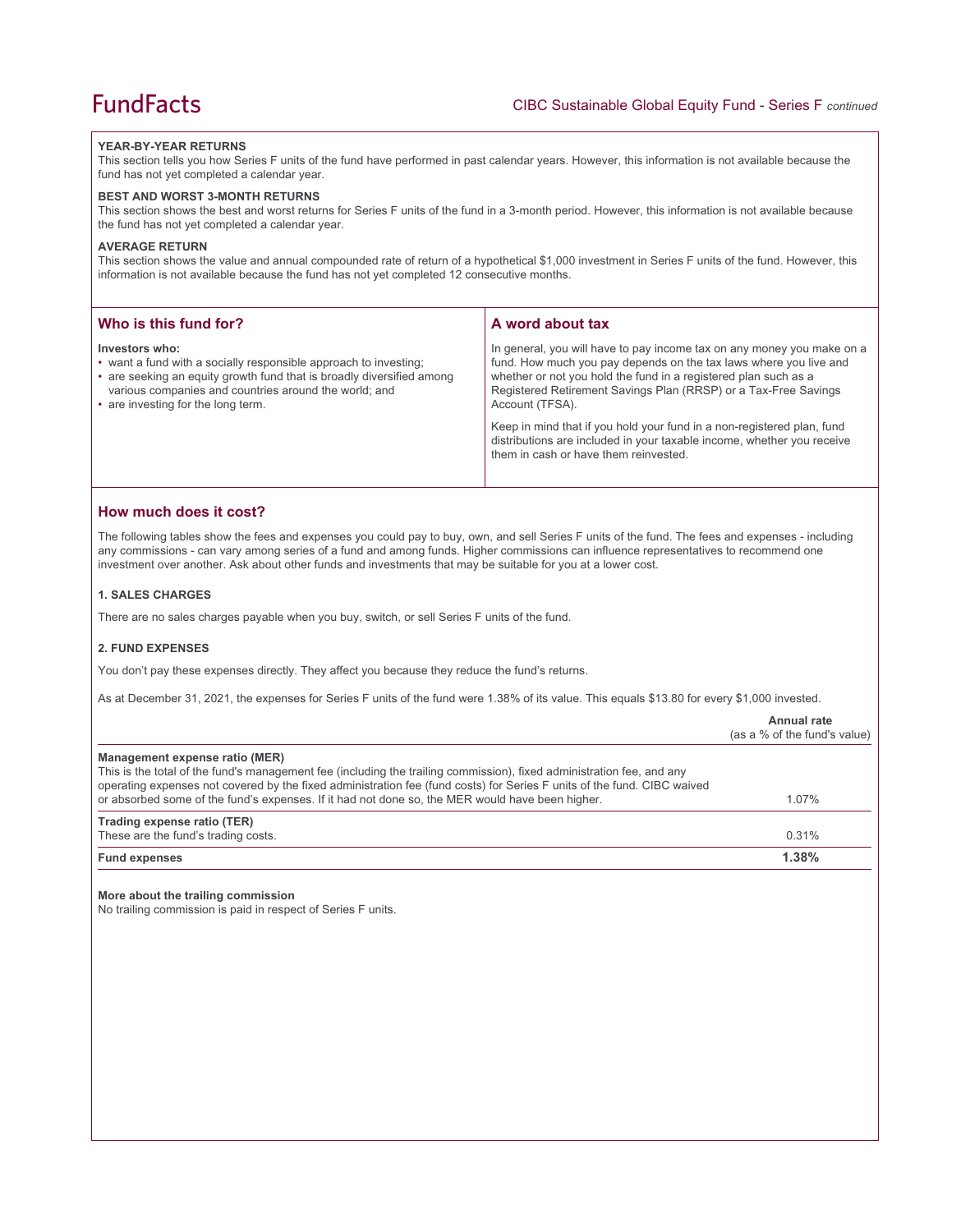**YEAR-BY-YEAR RETURNS**

This section tells you how Series F units of the fund have performed in past calendar years. However, this information is not available because the fund has not yet completed a calendar year.

**BEST AND WORST 3-MONTH RETURNS**

This section shows the best and worst returns for Series F units of the fund in a 3-month period. However, this information is not available because the fund has not yet completed a calendar year.

**AVERAGE RETURN**

This section shows the value and annual compounded rate of return of a hypothetical $1,000 investment in Series F units of the fund. However, this information is not available because the fund has not yet completed 12 consecutive months.

## Who is this fund for?

**Investors who:**

- want a fund with a socially responsible approach to investing;
- are seeking an equity growth fund that is broadly diversified among various companies and countries around the world; and
- are investing for the long term.

## A word about tax

In general, you will have to pay income tax on any money you make on a fund. How much you pay depends on the tax laws where you live and whether or not you hold the fund in a registered plan such as a Registered Retirement Savings Plan (RRSP) or a Tax-Free Savings Account (TFSA).

Keep in mind that if you hold your fund in a non-registered plan, fund distributions are included in your taxable income, whether you receive them in cash or have them reinvested.

## How much does it cost?

The following tables show the fees and expenses you could pay to buy, own, and sell Series F units of the fund. The fees and expenses - including any commissions - can vary among series of a fund and among funds. Higher commissions can influence representatives to recommend one investment over another. Ask about other funds and investments that may be suitable for you at a lower cost.

### 1. SALES CHARGES

There are no sales charges payable when you buy, switch, or sell Series F units of the fund.

### 2. FUND EXPENSES

You don't pay these expenses directly. They affect you because they reduce the fund's returns.

As at December 31, 2021, the expenses for Series F units of the fund were 1.38% of its value. This equals $13.80 for every $1,000 invested.

| | Annual rate (as a % of the fund's value) |
|---|---|
| **Management expense ratio (MER)**<br>This is the total of the fund's management fee (including the trailing commission), fixed administration fee, and any operating expenses not covered by the fixed administration fee (fund costs) for Series F units of the fund. CIBC waived or absorbed some of the fund's expenses. If it had not done so, the MER would have been higher. | 1.07% |
| **Trading expense ratio (TER)**<br>These are the fund's trading costs. | 0.31% |
| **Fund expenses** | **1.38%** |

**More about the trailing commission**

No trailing commission is paid in respect of Series F units.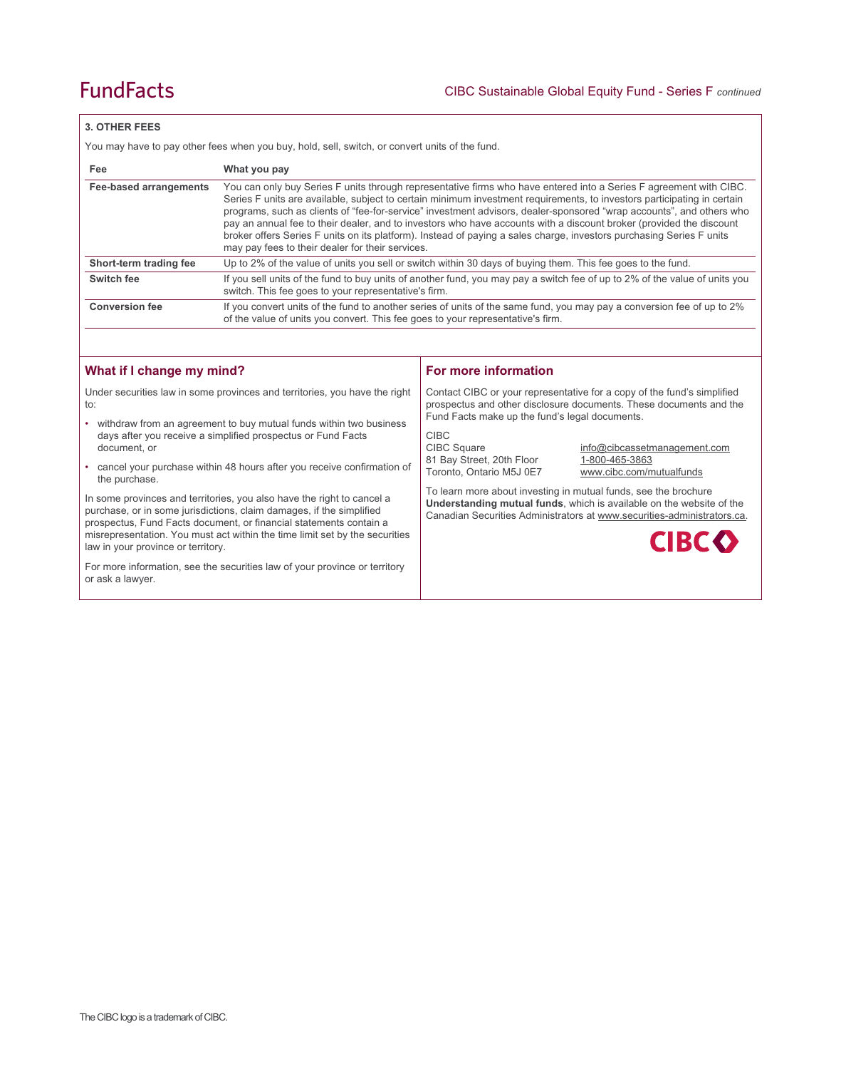## 3. OTHER FEES

You may have to pay other fees when you buy, hold, sell, switch, or convert units of the fund.

| Fee | What you pay |
|---|---|
| **Fee-based arrangements** | You can only buy Series F units through representative firms who have entered into a Series F agreement with CIBC. Series F units are available, subject to certain minimum investment requirements, to investors participating in certain programs, such as clients of "fee-for-service" investment advisors, dealer-sponsored "wrap accounts", and others who pay an annual fee to their dealer, and to investors who have accounts with a discount broker (provided the discount broker offers Series F units on its platform). Instead of paying a sales charge, investors purchasing Series F units may pay fees to their dealer for their services. |
| **Short-term trading fee** | Up to 2% of the value of units you sell or switch within 30 days of buying them. This fee goes to the fund. |
| **Switch fee** | If you sell units of the fund to buy units of another fund, you may pay a switch fee of up to 2% of the value of units you switch. This fee goes to your representative's firm. |
| **Conversion fee** | If you convert units of the fund to another series of units of the same fund, you may pay a conversion fee of up to 2% of the value of units you convert. This fee goes to your representative's firm. |

## What if I change my mind?

Under securities law in some provinces and territories, you have the right to:

- withdraw from an agreement to buy mutual funds within two business days after you receive a simplified prospectus or Fund Facts document, or
- cancel your purchase within 48 hours after you receive confirmation of the purchase.

In some provinces and territories, you also have the right to cancel a purchase, or in some jurisdictions, claim damages, if the simplified prospectus, Fund Facts document, or financial statements contain a misrepresentation. You must act within the time limit set by the securities law in your province or territory.

For more information, see the securities law of your province or territory or ask a lawyer.

## For more information

Contact CIBC or your representative for a copy of the fund's simplified prospectus and other disclosure documents. These documents and the Fund Facts make up the fund's legal documents.

CIBC
CIBC Square
81 Bay Street, 20th Floor
Toronto, Ontario M5J 0E7

info@cibcassetmanagement.com
1-800-465-3863
www.cibc.com/mutualfunds

To learn more about investing in mutual funds, see the brochure **Understanding mutual funds**, which is available on the website of the Canadian Securities Administrators at www.securities-administrators.ca.

CIBC

The CIBC logo is a trademark of CIBC.